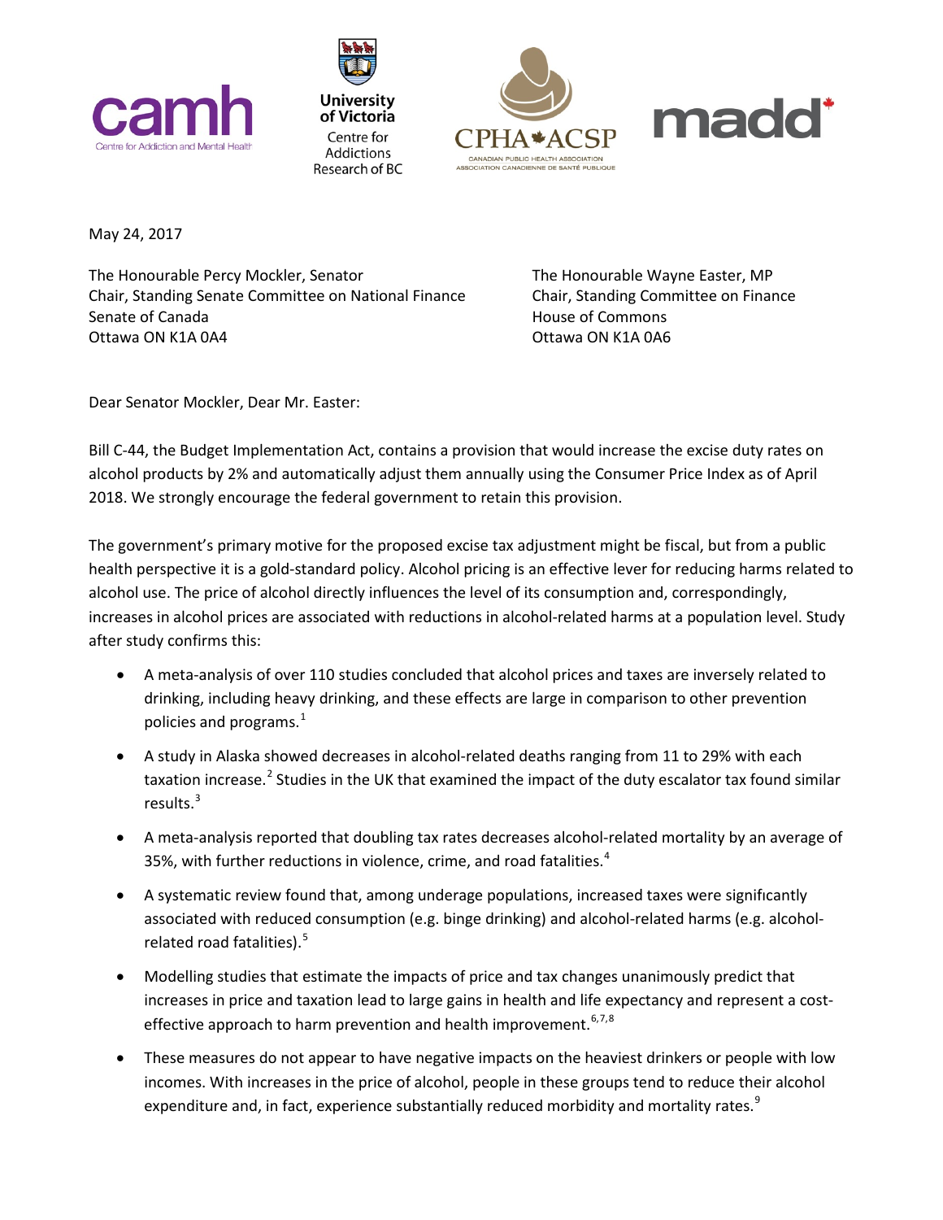camh Centre for Addiction and Mental Health

University of Victoria Centre for Addictions Research of BC

CPHA ACSP CANADIAN PUBLIC HEALTH ASSOCIATION ASSOCIATION CANADIENNE DE SANTÉ PUBLIQUE

madd

May 24, 2017

The Honourable Percy Mockler, Senator
Chair, Standing Senate Committee on National Finance
Senate of Canada
Ottawa ON K1A 0A4

The Honourable Wayne Easter, MP
Chair, Standing Committee on Finance
House of Commons
Ottawa ON K1A 0A6

Dear Senator Mockler, Dear Mr. Easter:

Bill C-44, the Budget Implementation Act, contains a provision that would increase the excise duty rates on alcohol products by 2% and automatically adjust them annually using the Consumer Price Index as of April 2018. We strongly encourage the federal government to retain this provision.

The government's primary motive for the proposed excise tax adjustment might be fiscal, but from a public health perspective it is a gold-standard policy. Alcohol pricing is an effective lever for reducing harms related to alcohol use. The price of alcohol directly influences the level of its consumption and, correspondingly, increases in alcohol prices are associated with reductions in alcohol-related harms at a population level. Study after study confirms this:

- A meta-analysis of over 110 studies concluded that alcohol prices and taxes are inversely related to drinking, including heavy drinking, and these effects are large in comparison to other prevention policies and programs.[1]
- A study in Alaska showed decreases in alcohol-related deaths ranging from 11 to 29% with each taxation increase.[2] Studies in the UK that examined the impact of the duty escalator tax found similar results.[3]
- A meta-analysis reported that doubling tax rates decreases alcohol-related mortality by an average of 35%, with further reductions in violence, crime, and road fatalities.[4]
- A systematic review found that, among underage populations, increased taxes were significantly associated with reduced consumption (e.g. binge drinking) and alcohol-related harms (e.g. alcohol-related road fatalities).[5]
- Modelling studies that estimate the impacts of price and tax changes unanimously predict that increases in price and taxation lead to large gains in health and life expectancy and represent a cost-effective approach to harm prevention and health improvement.[6,7,8]
- These measures do not appear to have negative impacts on the heaviest drinkers or people with low incomes. With increases in the price of alcohol, people in these groups tend to reduce their alcohol expenditure and, in fact, experience substantially reduced morbidity and mortality rates.[9]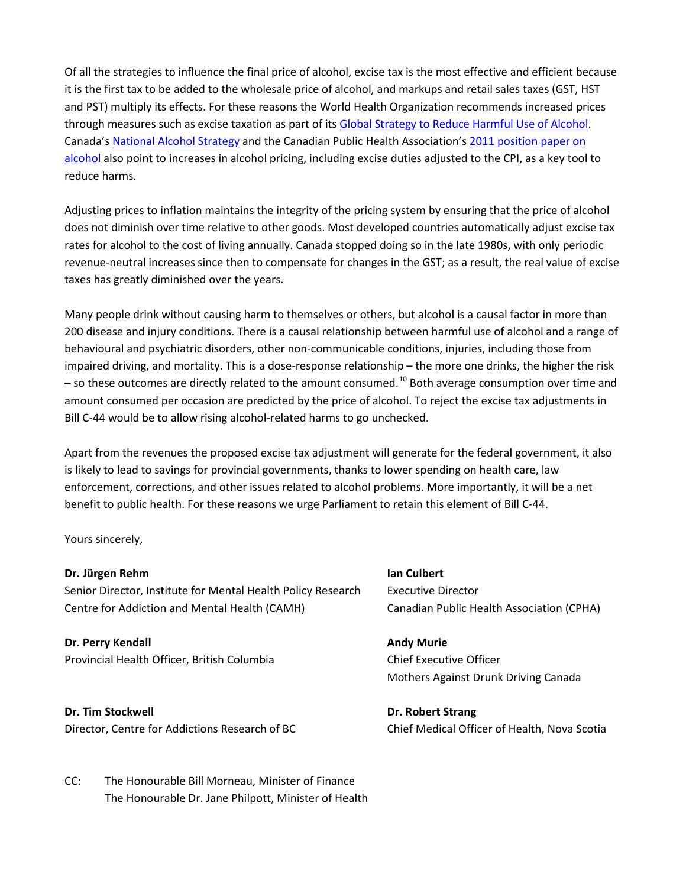Of all the strategies to influence the final price of alcohol, excise tax is the most effective and efficient because it is the first tax to be added to the wholesale price of alcohol, and markups and retail sales taxes (GST, HST and PST) multiply its effects. For these reasons the World Health Organization recommends increased prices through measures such as excise taxation as part of its Global Strategy to Reduce Harmful Use of Alcohol. Canada's National Alcohol Strategy and the Canadian Public Health Association's 2011 position paper on alcohol also point to increases in alcohol pricing, including excise duties adjusted to the CPI, as a key tool to reduce harms.

Adjusting prices to inflation maintains the integrity of the pricing system by ensuring that the price of alcohol does not diminish over time relative to other goods. Most developed countries automatically adjust excise tax rates for alcohol to the cost of living annually. Canada stopped doing so in the late 1980s, with only periodic revenue-neutral increases since then to compensate for changes in the GST; as a result, the real value of excise taxes has greatly diminished over the years.

Many people drink without causing harm to themselves or others, but alcohol is a causal factor in more than 200 disease and injury conditions. There is a causal relationship between harmful use of alcohol and a range of behavioural and psychiatric disorders, other non-communicable conditions, injuries, including those from impaired driving, and mortality. This is a dose-response relationship – the more one drinks, the higher the risk – so these outcomes are directly related to the amount consumed.[10] Both average consumption over time and amount consumed per occasion are predicted by the price of alcohol. To reject the excise tax adjustments in Bill C-44 would be to allow rising alcohol-related harms to go unchecked.

Apart from the revenues the proposed excise tax adjustment will generate for the federal government, it also is likely to lead to savings for provincial governments, thanks to lower spending on health care, law enforcement, corrections, and other issues related to alcohol problems. More importantly, it will be a net benefit to public health. For these reasons we urge Parliament to retain this element of Bill C-44.

Yours sincerely,

**Dr. Jürgen Rehm**
Senior Director, Institute for Mental Health Policy Research
Centre for Addiction and Mental Health (CAMH)

**Ian Culbert**
Executive Director
Canadian Public Health Association (CPHA)

**Dr. Perry Kendall**
Provincial Health Officer, British Columbia

**Andy Murie**
Chief Executive Officer
Mothers Against Drunk Driving Canada

**Dr. Tim Stockwell**
Director, Centre for Addictions Research of BC

**Dr. Robert Strang**
Chief Medical Officer of Health, Nova Scotia

CC: The Honourable Bill Morneau, Minister of Finance
The Honourable Dr. Jane Philpott, Minister of Health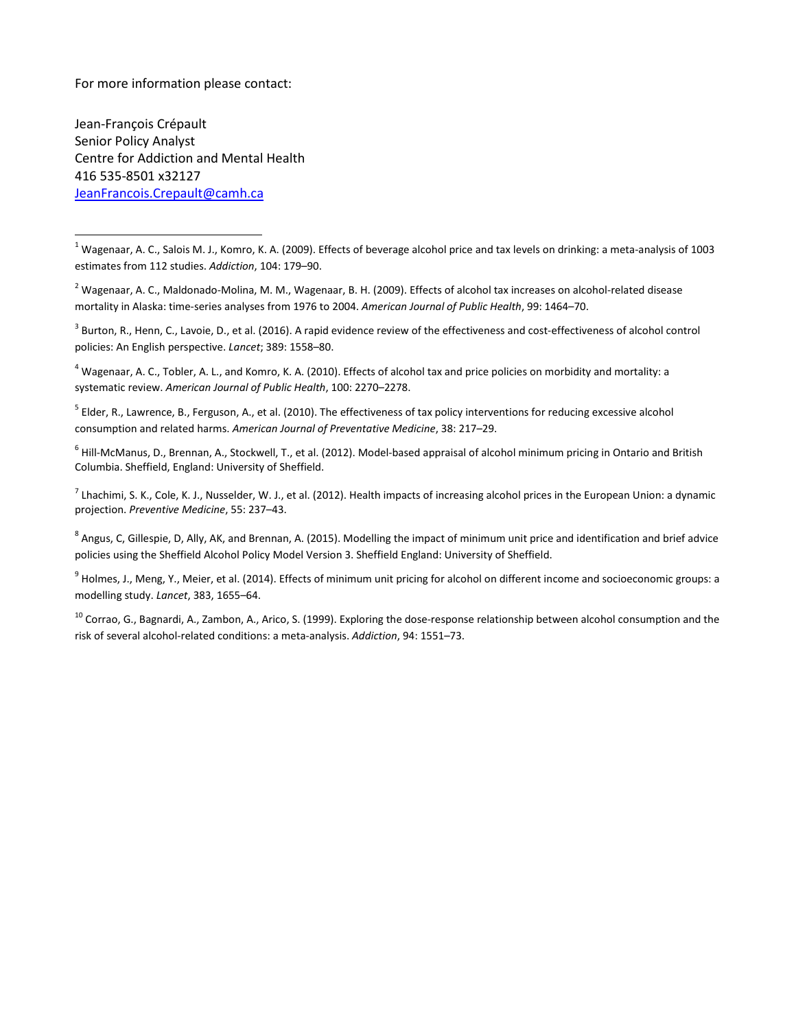For more information please contact:

Jean-François Crépault
Senior Policy Analyst
Centre for Addiction and Mental Health
416 535-8501 x32127
JeanFrancois.Crepault@camh.ca

---

[1] Wagenaar, A. C., Salois M. J., Komro, K. A. (2009). Effects of beverage alcohol price and tax levels on drinking: a meta-analysis of 1003 estimates from 112 studies. *Addiction*, 104: 179–90.

[2] Wagenaar, A. C., Maldonado-Molina, M. M., Wagenaar, B. H. (2009). Effects of alcohol tax increases on alcohol-related disease mortality in Alaska: time-series analyses from 1976 to 2004. *American Journal of Public Health*, 99: 1464–70.

[3] Burton, R., Henn, C., Lavoie, D., et al. (2016). A rapid evidence review of the effectiveness and cost-effectiveness of alcohol control policies: An English perspective. *Lancet*; 389: 1558–80.

[4] Wagenaar, A. C., Tobler, A. L., and Komro, K. A. (2010). Effects of alcohol tax and price policies on morbidity and mortality: a systematic review. *American Journal of Public Health*, 100: 2270–2278.

[5] Elder, R., Lawrence, B., Ferguson, A., et al. (2010). The effectiveness of tax policy interventions for reducing excessive alcohol consumption and related harms. *American Journal of Preventative Medicine*, 38: 217–29.

[6] Hill-McManus, D., Brennan, A., Stockwell, T., et al. (2012). Model-based appraisal of alcohol minimum pricing in Ontario and British Columbia. Sheffield, England: University of Sheffield.

[7] Lhachimi, S. K., Cole, K. J., Nusselder, W. J., et al. (2012). Health impacts of increasing alcohol prices in the European Union: a dynamic projection. *Preventive Medicine*, 55: 237–43.

[8] Angus, C, Gillespie, D, Ally, AK, and Brennan, A. (2015). Modelling the impact of minimum unit price and identification and brief advice policies using the Sheffield Alcohol Policy Model Version 3. Sheffield England: University of Sheffield.

[9] Holmes, J., Meng, Y., Meier, et al. (2014). Effects of minimum unit pricing for alcohol on different income and socioeconomic groups: a modelling study. *Lancet*, 383, 1655–64.

[10] Corrao, G., Bagnardi, A., Zambon, A., Arico, S. (1999). Exploring the dose-response relationship between alcohol consumption and the risk of several alcohol-related conditions: a meta-analysis. *Addiction*, 94: 1551–73.